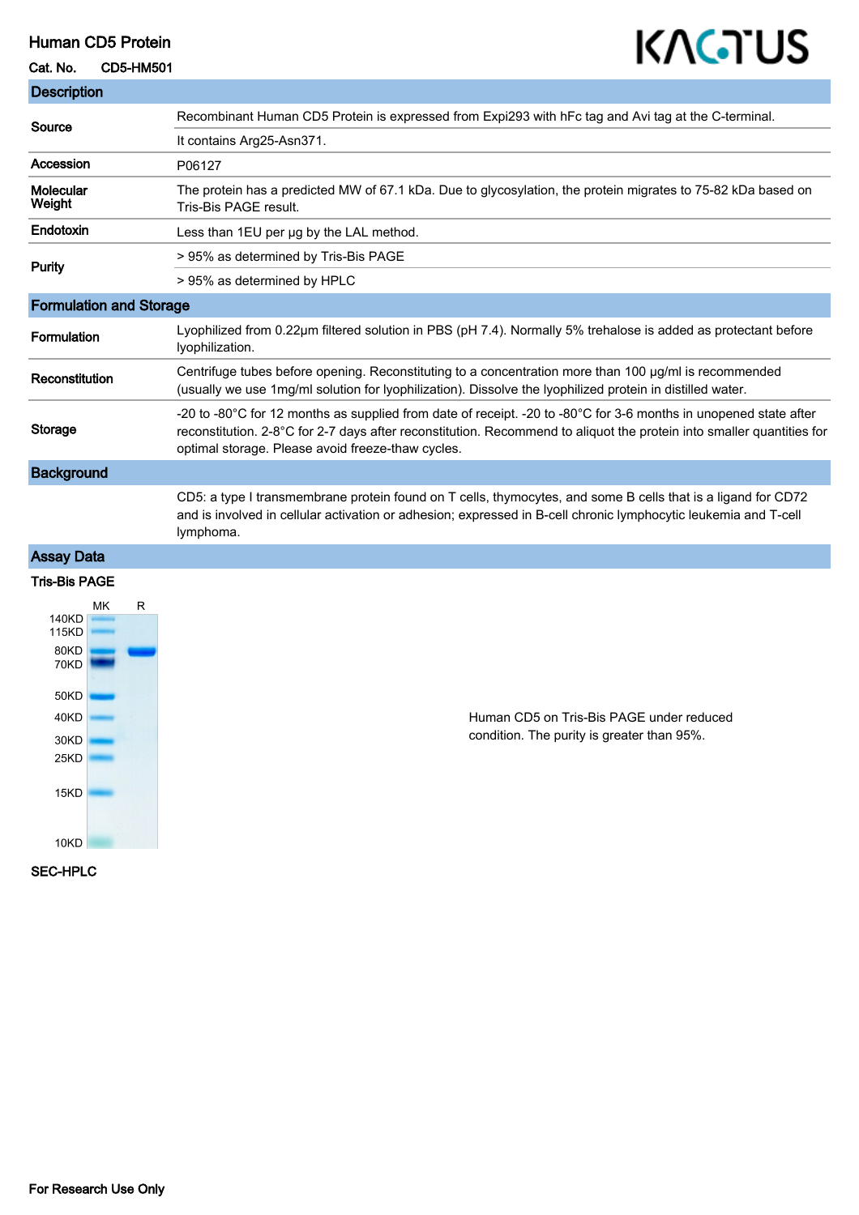# Human CD5 Protein

**Cat. No.** CD5-HM501

KACTUS

## Description

| | |
|---|---|
| **Source** | Recombinant Human CD5 Protein is expressed from Expi293 with hFc tag and Avi tag at the C-terminal. |
| | It contains Arg25-Asn371. |
| **Accession** | P06127 |
| **Molecular Weight** | The protein has a predicted MW of 67.1 kDa. Due to glycosylation, the protein migrates to 75-82 kDa based on Tris-Bis PAGE result. |
| **Endotoxin** | Less than 1EU per μg by the LAL method. |
| **Purity** | > 95% as determined by Tris-Bis PAGE |
| | > 95% as determined by HPLC |

## Formulation and Storage

| | |
|---|---|
| **Formulation** | Lyophilized from 0.22μm filtered solution in PBS (pH 7.4). Normally 5% trehalose is added as protectant before lyophilization. |
| **Reconstitution** | Centrifuge tubes before opening. Reconstituting to a concentration more than 100 μg/ml is recommended (usually we use 1mg/ml solution for lyophilization). Dissolve the lyophilized protein in distilled water. |
| **Storage** | -20 to -80°C for 12 months as supplied from date of receipt. -20 to -80°C for 3-6 months in unopened state after reconstitution. 2-8°C for 2-7 days after reconstitution. Recommend to aliquot the protein into smaller quantities for optimal storage. Please avoid freeze-thaw cycles. |

## Background

CD5: a type I transmembrane protein found on T cells, thymocytes, and some B cells that is a ligand for CD72 and is involved in cellular activation or adhesion; expressed in B-cell chronic lymphocytic leukemia and T-cell lymphoma.

## Assay Data

### Tris-Bis PAGE

MK R

140KD, 115KD, 80KD, 70KD, 50KD, 40KD, 30KD, 25KD, 15KD, 10KD

Human CD5 on Tris-Bis PAGE under reduced condition. The purity is greater than 95%.

### SEC-HPLC

For Research Use Only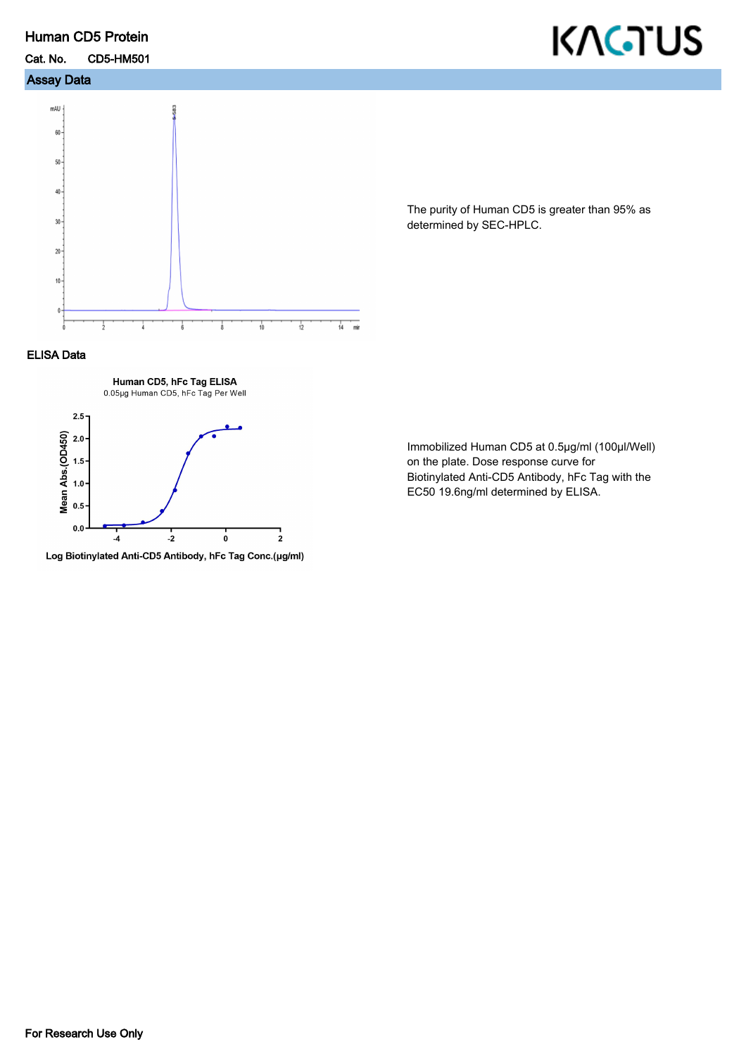Human CD5 Protein

Cat. No. CD5-HM501

## Assay Data

mAU

60
50
40
30
20
10
0

0 2 4 6 8 10 12 14 min

5.583

The purity of Human CD5 is greater than 95% as determined by SEC-HPLC.

## ELISA Data

Human CD5, hFc Tag ELISA

0.05μg Human CD5, hFc Tag Per Well

Mean Abs.(OD450)

2.5
2.0
1.5
1.0
0.5
0.0

-4 -2 0 2

Log Biotinylated Anti-CD5 Antibody, hFc Tag Conc.(μg/ml)

Immobilized Human CD5 at 0.5μg/ml (100μl/Well) on the plate. Dose response curve for Biotinylated Anti-CD5 Antibody, hFc Tag with the EC50 19.6ng/ml determined by ELISA.

For Research Use Only